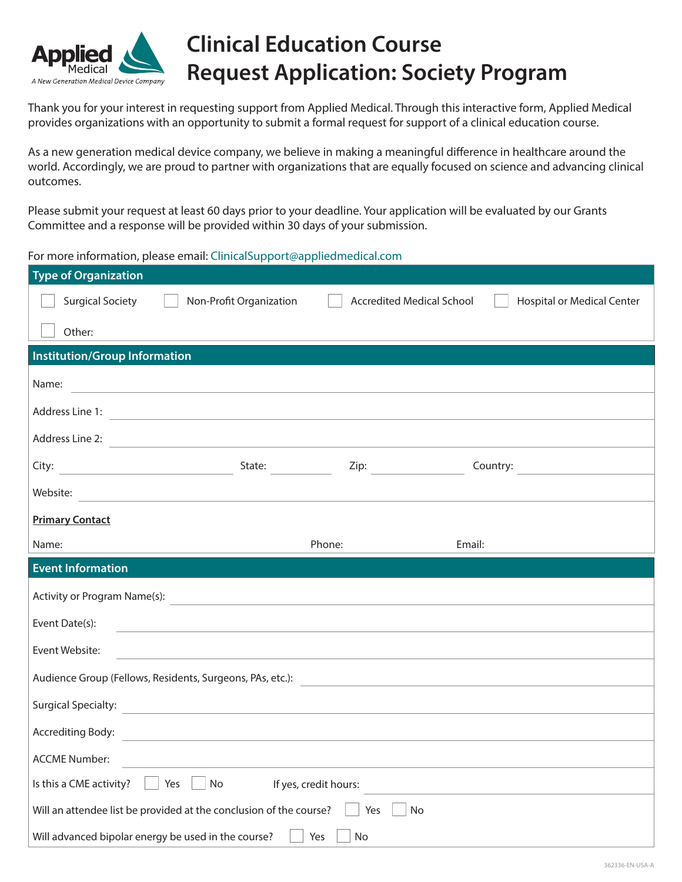# Clinical Education Course Request Application: Society Program

Thank you for your interest in requesting support from Applied Medical. Through this interactive form, Applied Medical provides organizations with an opportunity to submit a formal request for support of a clinical education course.

As a new generation medical device company, we believe in making a meaningful difference in healthcare around the world. Accordingly, we are proud to partner with organizations that are equally focused on science and advancing clinical outcomes.

Please submit your request at least 60 days prior to your deadline. Your application will be evaluated by our Grants Committee and a response will be provided within 30 days of your submission.

For more information, please email: ClinicalSupport@appliedmedical.com

## Type of Organization

☐ Surgical Society ☐ Non-Profit Organization ☐ Accredited Medical School ☐ Hospital or Medical Center

☐ Other:

## Institution/Group Information

Name: \_\_\_\_\_\_\_\_\_\_

Address Line 1: \_\_\_\_\_\_\_\_\_\_

Address Line 2: \_\_\_\_\_\_\_\_\_\_

City: \_\_\_\_\_\_\_\_\_\_ State: \_\_\_\_\_\_\_\_\_\_ Zip: \_\_\_\_\_\_\_\_\_\_ Country: \_\_\_\_\_\_\_\_\_\_

Website: \_\_\_\_\_\_\_\_\_\_

**Primary Contact**

Name: Phone: Email:

## Event Information

Activity or Program Name(s): \_\_\_\_\_\_\_\_\_\_

Event Date(s): \_\_\_\_\_\_\_\_\_\_

Event Website: \_\_\_\_\_\_\_\_\_\_

Audience Group (Fellows, Residents, Surgeons, PAs, etc.): \_\_\_\_\_\_\_\_\_\_

Surgical Specialty: \_\_\_\_\_\_\_\_\_\_

Accrediting Body: \_\_\_\_\_\_\_\_\_\_

ACCME Number: \_\_\_\_\_\_\_\_\_\_

Is this a CME activity? ☐ Yes ☐ No If yes, credit hours: \_\_\_\_\_\_\_\_\_\_

Will an attendee list be provided at the conclusion of the course? ☐ Yes ☐ No

Will advanced bipolar energy be used in the course? ☐ Yes ☐ No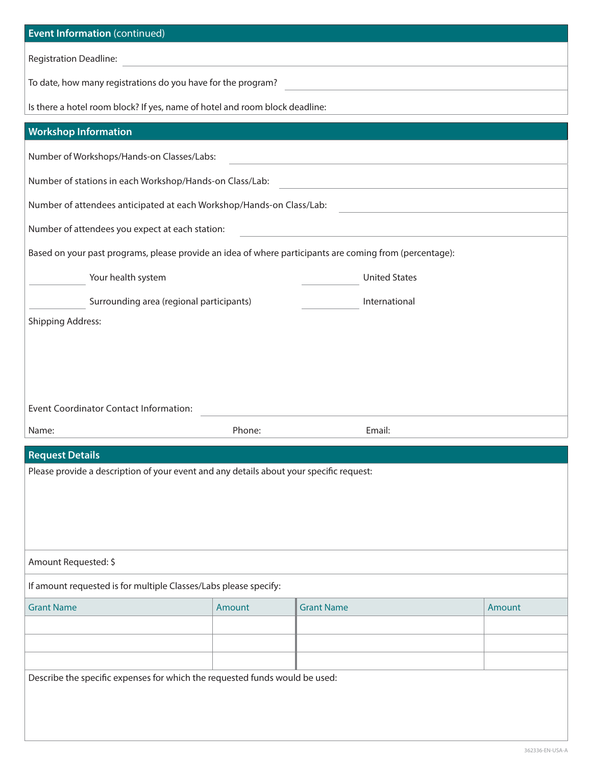## Event Information (continued)

Registration Deadline:

To date, how many registrations do you have for the program?

Is there a hotel room block? If yes, name of hotel and room block deadline:

## Workshop Information

Number of Workshops/Hands-on Classes/Labs:

Number of stations in each Workshop/Hands-on Class/Lab:

Number of attendees anticipated at each Workshop/Hands-on Class/Lab:

Number of attendees you expect at each station:

Based on your past programs, please provide an idea of where participants are coming from (percentage):

\_\_\_\_\_\_\_\_ Your health system

\_\_\_\_\_\_\_\_ Surrounding area (regional participants)

\_\_\_\_\_\_\_\_ United States

\_\_\_\_\_\_\_\_ International

Shipping Address:

Event Coordinator Contact Information:

Name: Phone: Email:

## Request Details

Please provide a description of your event and any details about your specific request:

Amount Requested: $

If amount requested is for multiple Classes/Labs please specify:

| Grant Name | Amount | Grant Name | Amount |
|---|---|---|---|
| | | | |
| | | | |
| | | | |

Describe the specific expenses for which the requested funds would be used:

362336-EN-USA-A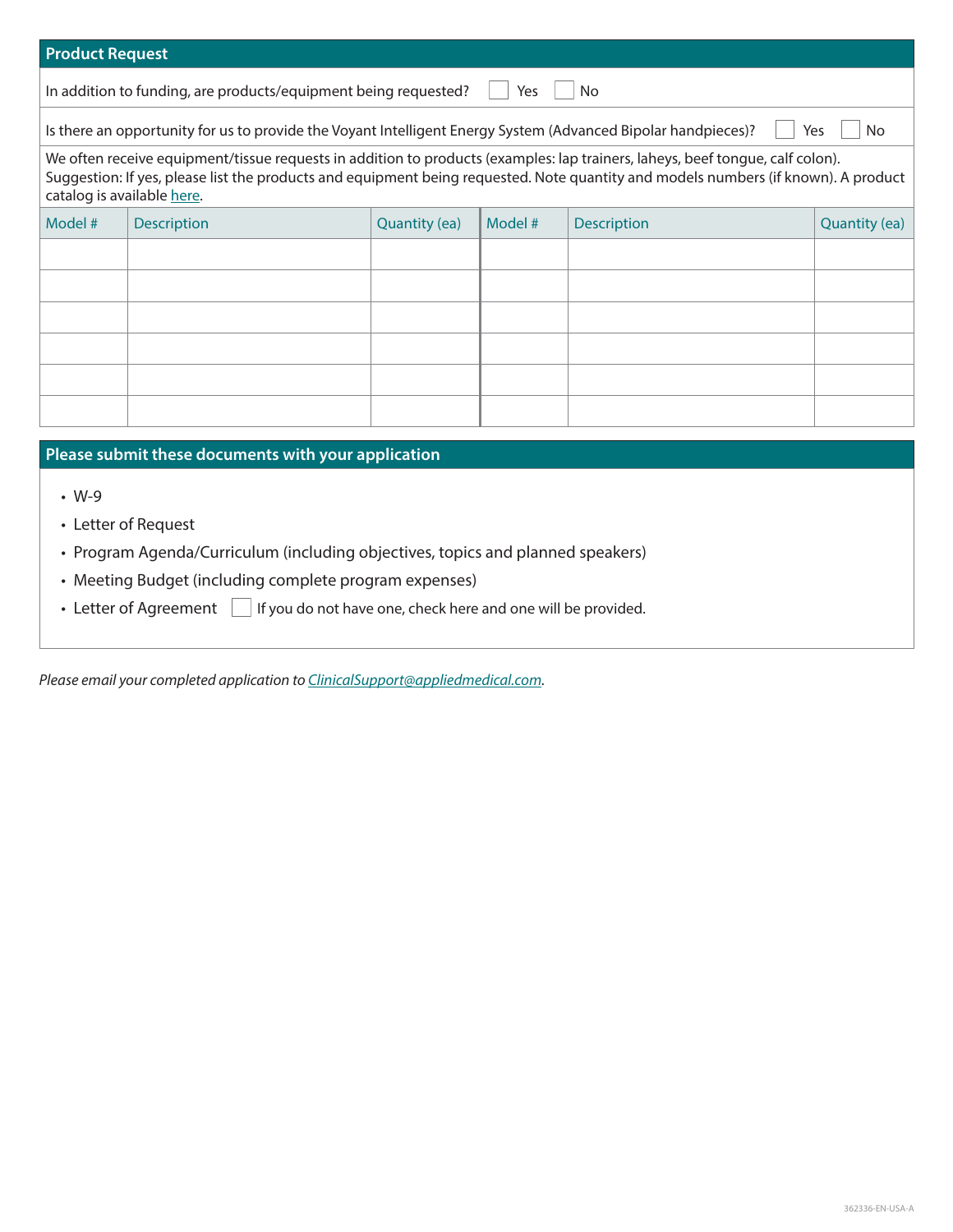## Product Request

In addition to funding, are products/equipment being requested? ☐ Yes ☐ No

Is there an opportunity for us to provide the Voyant Intelligent Energy System (Advanced Bipolar handpieces)? ☐ Yes ☐ No

We often receive equipment/tissue requests in addition to products (examples: lap trainers, laheys, beef tongue, calf colon). Suggestion: If yes, please list the products and equipment being requested. Note quantity and models numbers (if known). A product catalog is available here.

| Model # | Description | Quantity (ea) | Model # | Description | Quantity (ea) |
|---|---|---|---|---|---|
| | | | | | |
| | | | | | |
| | | | | | |
| | | | | | |
| | | | | | |
| | | | | | |

## Please submit these documents with your application

- W-9
- Letter of Request
- Program Agenda/Curriculum (including objectives, topics and planned speakers)
- Meeting Budget (including complete program expenses)
- Letter of Agreement ☐ If you do not have one, check here and one will be provided.

*Please email your completed application to ClinicalSupport@appliedmedical.com.*

362336-EN-USA-A